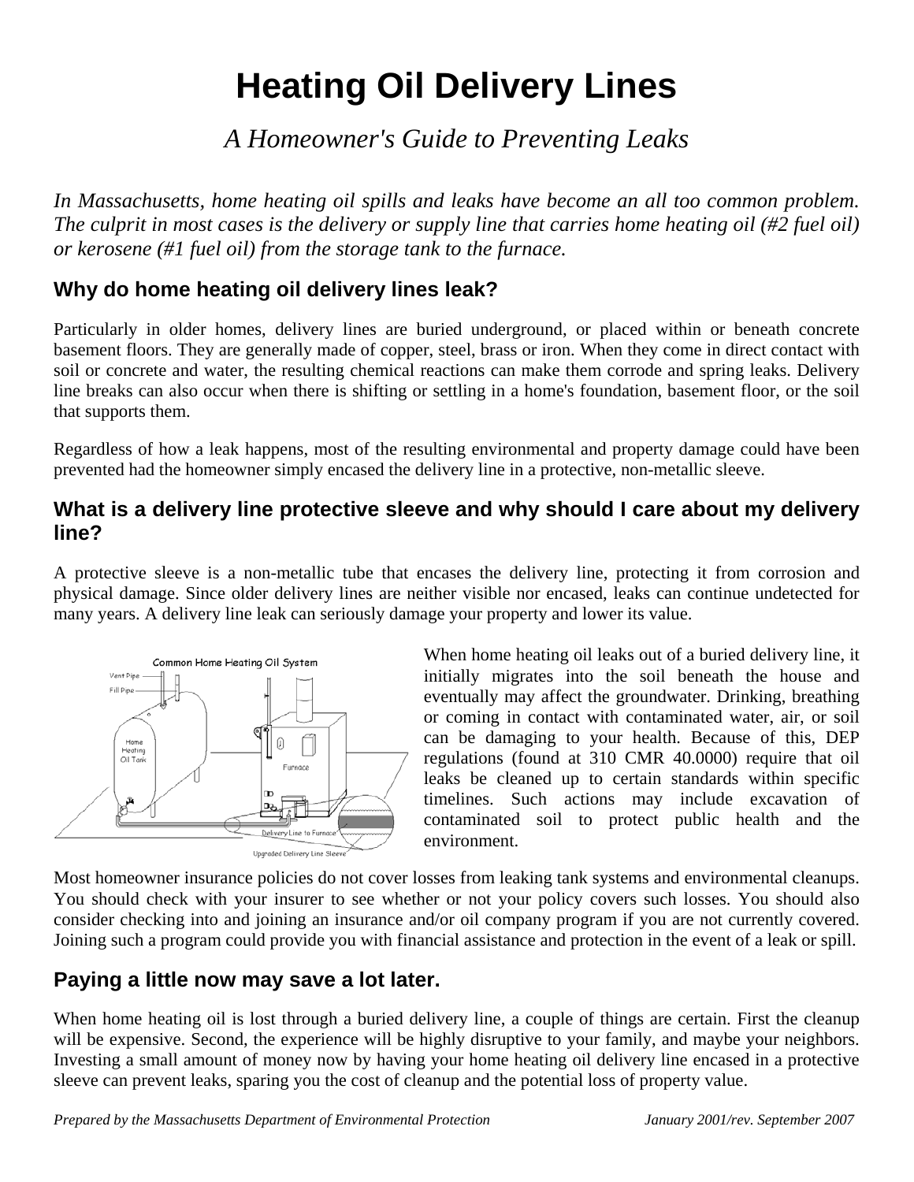# Heating Oil Delivery Lines

## *A Homeowner's Guide to Preventing Leaks*

*In Massachusetts, home heating oil spills and leaks have become an all too common problem. The culprit in most cases is the delivery or supply line that carries home heating oil (#2 fuel oil) or kerosene (#1 fuel oil) from the storage tank to the furnace.*

### Why do home heating oil delivery lines leak?

Particularly in older homes, delivery lines are buried underground, or placed within or beneath concrete basement floors. They are generally made of copper, steel, brass or iron. When they come in direct contact with soil or concrete and water, the resulting chemical reactions can make them corrode and spring leaks. Delivery line breaks can also occur when there is shifting or settling in a home's foundation, basement floor, or the soil that supports them.

Regardless of how a leak happens, most of the resulting environmental and property damage could have been prevented had the homeowner simply encased the delivery line in a protective, non-metallic sleeve.

### What is a delivery line protective sleeve and why should I care about my delivery line?

A protective sleeve is a non-metallic tube that encases the delivery line, protecting it from corrosion and physical damage. Since older delivery lines are neither visible nor encased, leaks can continue undetected for many years. A delivery line leak can seriously damage your property and lower its value.

When home heating oil leaks out of a buried delivery line, it initially migrates into the soil beneath the house and eventually may affect the groundwater. Drinking, breathing or coming in contact with contaminated water, air, or soil can be damaging to your health. Because of this, DEP regulations (found at 310 CMR 40.0000) require that oil leaks be cleaned up to certain standards within specific timelines. Such actions may include excavation of contaminated soil to protect public health and the environment.

Most homeowner insurance policies do not cover losses from leaking tank systems and environmental cleanups. You should check with your insurer to see whether or not your policy covers such losses. You should also consider checking into and joining an insurance and/or oil company program if you are not currently covered. Joining such a program could provide you with financial assistance and protection in the event of a leak or spill.

### Paying a little now may save a lot later.

When home heating oil is lost through a buried delivery line, a couple of things are certain. First the cleanup will be expensive. Second, the experience will be highly disruptive to your family, and maybe your neighbors. Investing a small amount of money now by having your home heating oil delivery line encased in a protective sleeve can prevent leaks, sparing you the cost of cleanup and the potential loss of property value.

*Prepared by the Massachusetts Department of Environmental Protection — January 2001/rev. September 2007*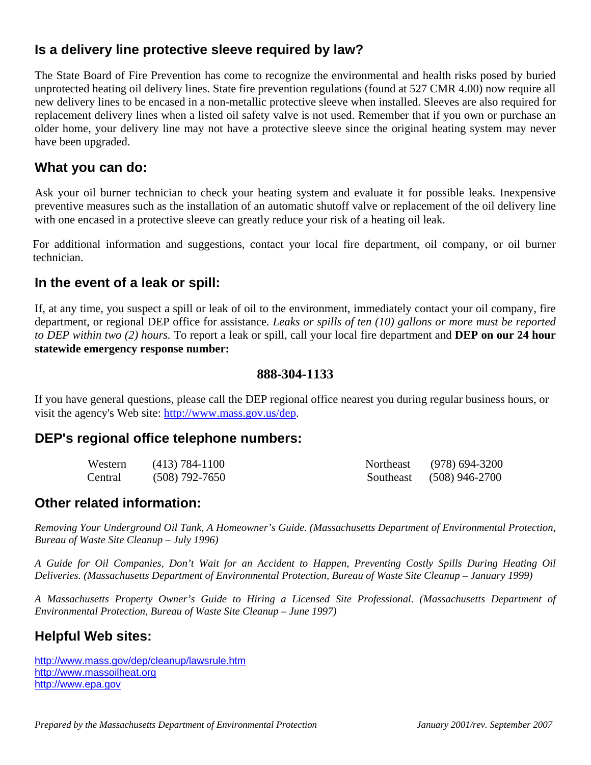## Is a delivery line protective sleeve required by law?

The State Board of Fire Prevention has come to recognize the environmental and health risks posed by buried unprotected heating oil delivery lines. State fire prevention regulations (found at 527 CMR 4.00) now require all new delivery lines to be encased in a non-metallic protective sleeve when installed. Sleeves are also required for replacement delivery lines when a listed oil safety valve is not used. Remember that if you own or purchase an older home, your delivery line may not have a protective sleeve since the original heating system may never have been upgraded.

## What you can do:

Ask your oil burner technician to check your heating system and evaluate it for possible leaks. Inexpensive preventive measures such as the installation of an automatic shutoff valve or replacement of the oil delivery line with one encased in a protective sleeve can greatly reduce your risk of a heating oil leak.

For additional information and suggestions, contact your local fire department, oil company, or oil burner technician.

## In the event of a leak or spill:

If, at any time, you suspect a spill or leak of oil to the environment, immediately contact your oil company, fire department, or regional DEP office for assistance. *Leaks or spills of ten (10) gallons or more must be reported to DEP within two (2) hours.* To report a leak or spill, call your local fire department and **DEP on our 24 hour statewide emergency response number:**

**888-304-1133**

If you have general questions, please call the DEP regional office nearest you during regular business hours, or visit the agency's Web site: http://www.mass.gov.us/dep.

## DEP's regional office telephone numbers:

| | | | |
|---|---|---|---|
| Western | (413) 784-1100 | Northeast | (978) 694-3200 |
| Central | (508) 792-7650 | Southeast | (508) 946-2700 |

## Other related information:

*Removing Your Underground Oil Tank, A Homeowner's Guide. (Massachusetts Department of Environmental Protection, Bureau of Waste Site Cleanup – July 1996)*

*A Guide for Oil Companies, Don't Wait for an Accident to Happen, Preventing Costly Spills During Heating Oil Deliveries. (Massachusetts Department of Environmental Protection, Bureau of Waste Site Cleanup – January 1999)*

*A Massachusetts Property Owner's Guide to Hiring a Licensed Site Professional. (Massachusetts Department of Environmental Protection, Bureau of Waste Site Cleanup – June 1997)*

## Helpful Web sites:

http://www.mass.gov/dep/cleanup/lawsrule.htm
http://www.massoilheat.org
http://www.epa.gov

*Prepared by the Massachusetts Department of Environmental Protection* *January 2001/rev. September 2007*